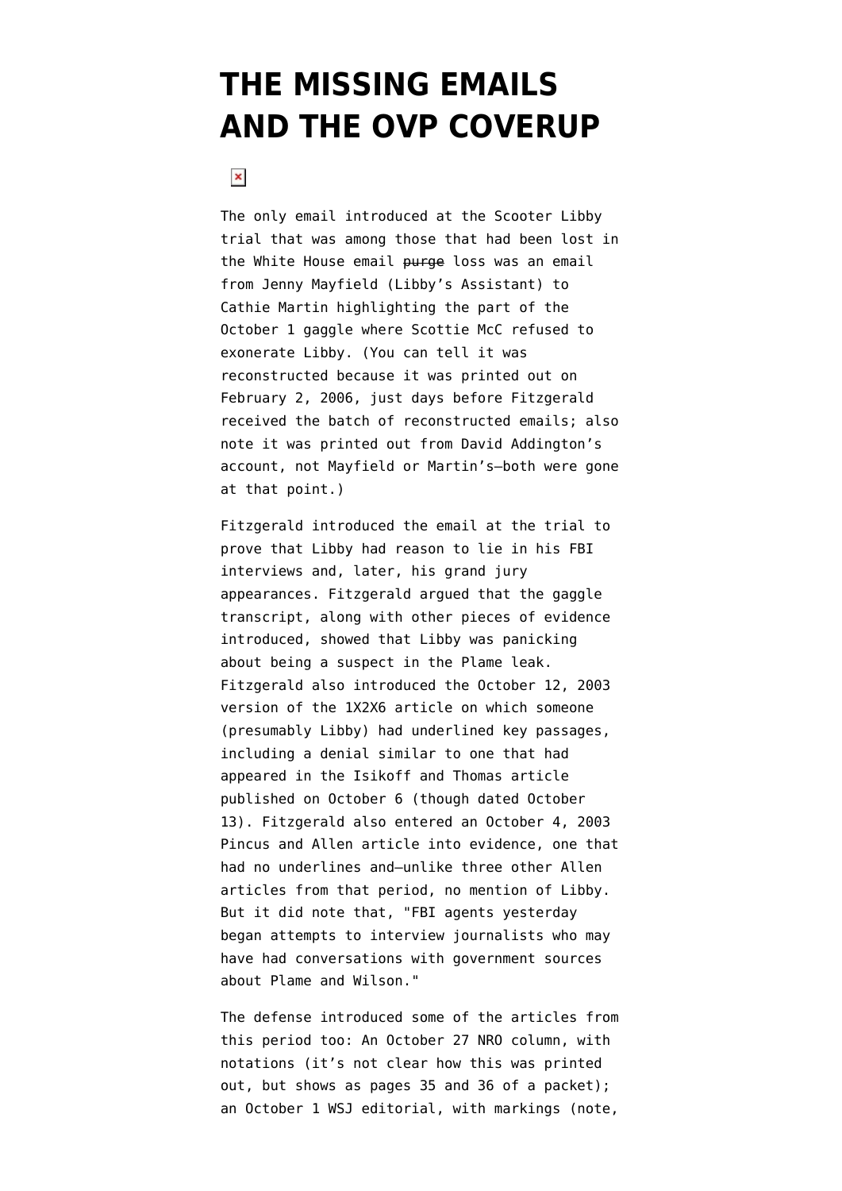# THE MISSING EMAILS AND THE OVP COVERUP

The only email introduced at the Scooter Libby trial that was among those that had been lost in the White House email ~~purge~~ loss was an email from Jenny Mayfield (Libby's Assistant) to Cathie Martin highlighting the part of the October 1 gaggle where Scottie McC refused to exonerate Libby. (You can tell it was reconstructed because it was printed out on February 2, 2006, just days before Fitzgerald received the batch of reconstructed emails; also note it was printed out from David Addington's account, not Mayfield or Martin's—both were gone at that point.)

Fitzgerald introduced the email at the trial to prove that Libby had reason to lie in his FBI interviews and, later, his grand jury appearances. Fitzgerald argued that the gaggle transcript, along with other pieces of evidence introduced, showed that Libby was panicking about being a suspect in the Plame leak. Fitzgerald also introduced the October 12, 2003 version of the 1X2X6 article on which someone (presumably Libby) had underlined key passages, including a denial similar to one that had appeared in the Isikoff and Thomas article published on October 6 (though dated October 13). Fitzgerald also entered an October 4, 2003 Pincus and Allen article into evidence, one that had no underlines and—unlike three other Allen articles from that period, no mention of Libby. But it did note that, "FBI agents yesterday began attempts to interview journalists who may have had conversations with government sources about Plame and Wilson."

The defense introduced some of the articles from this period too: An October 27 NRO column, with notations (it's not clear how this was printed out, but shows as pages 35 and 36 of a packet); an October 1 WSJ editorial, with markings (note,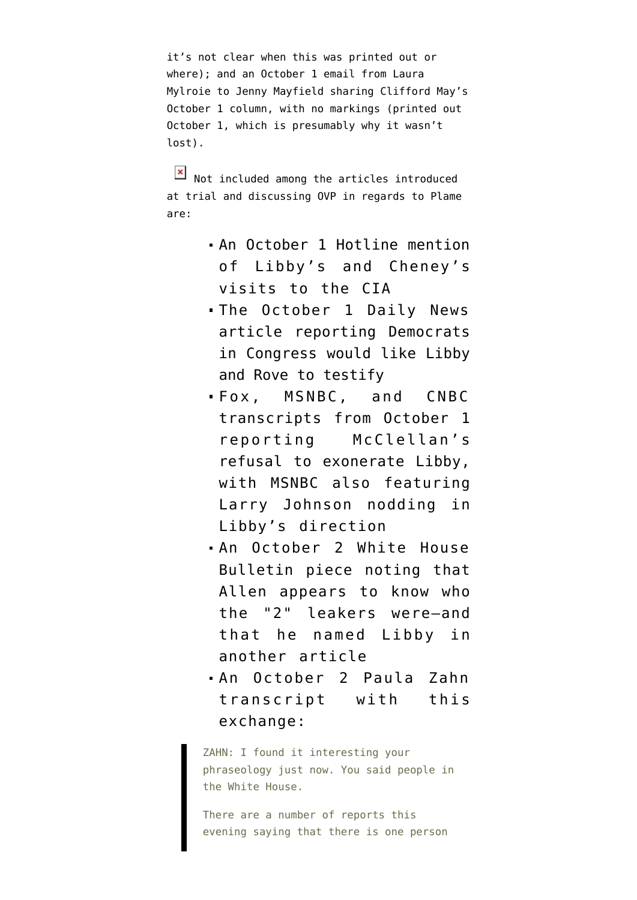it's not clear when this was printed out or where); and an October 1 email from Laura Mylroie to Jenny Mayfield sharing Clifford May's October 1 column, with no markings (printed out October 1, which is presumably why it wasn't lost).

Not included among the articles introduced at trial and discussing OVP in regards to Plame are:

- An October 1 Hotline mention of Libby's and Cheney's visits to the CIA
- The October 1 Daily News article reporting Democrats in Congress would like Libby and Rove to testify
- Fox, MSNBC, and CNBC transcripts from October 1 reporting McClellan's refusal to exonerate Libby, with MSNBC also featuring Larry Johnson nodding in Libby's direction
- An October 2 White House Bulletin piece noting that Allen appears to know who the "2" leakers were—and that he named Libby in another article
- An October 2 Paula Zahn transcript with this exchange:

> ZAHN: I found it interesting your phraseology just now. You said people in the White House.
>
> There are a number of reports this evening saying that there is one person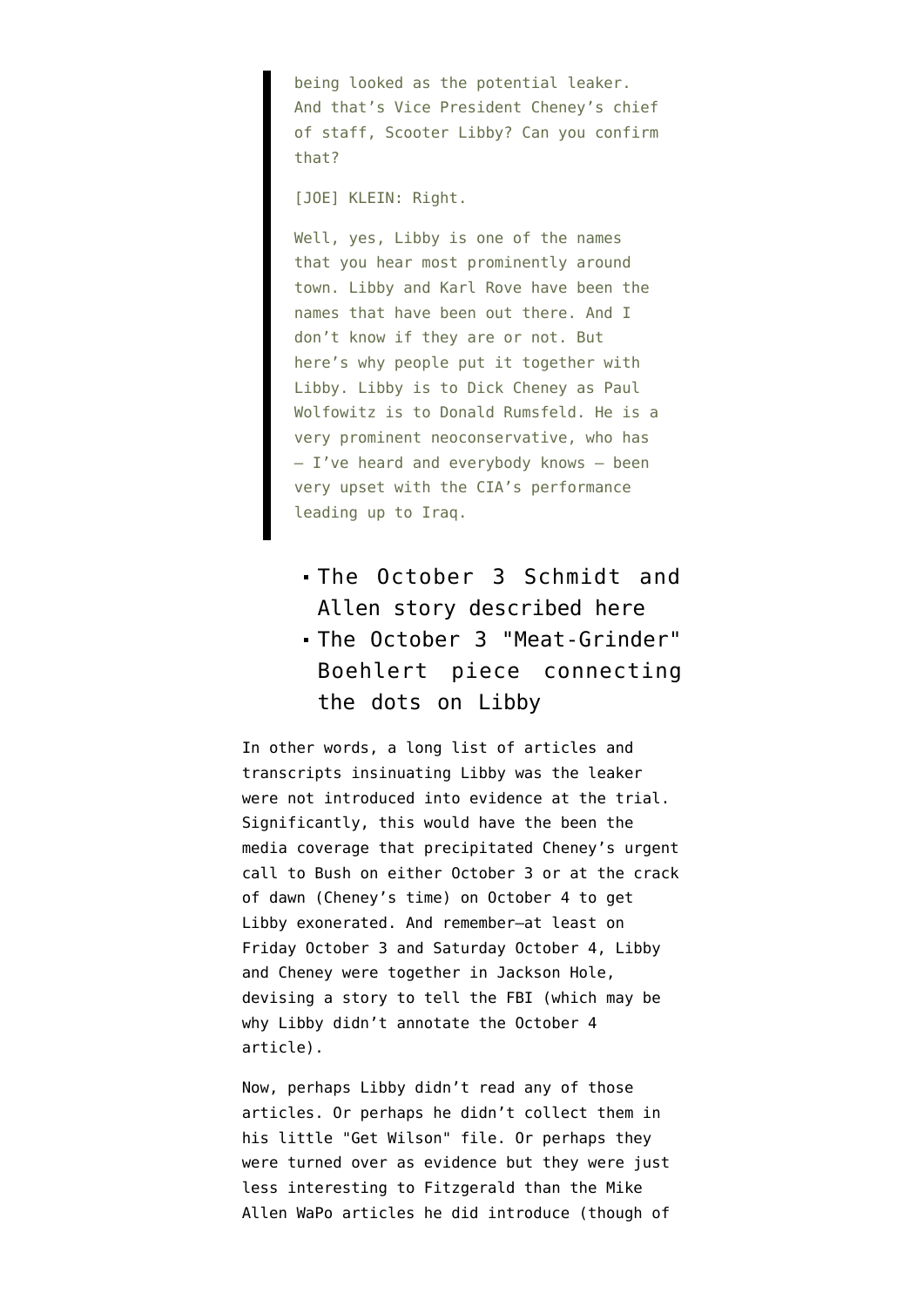> being looked as the potential leaker. And that's Vice President Cheney's chief of staff, Scooter Libby? Can you confirm that?
>
> [JOE] KLEIN: Right.
>
> Well, yes, Libby is one of the names that you hear most prominently around town. Libby and Karl Rove have been the names that have been out there. And I don't know if they are or not. But here's why people put it together with Libby. Libby is to Dick Cheney as Paul Wolfowitz is to Donald Rumsfeld. He is a very prominent neoconservative, who has — I've heard and everybody knows — been very upset with the CIA's performance leading up to Iraq.

- The October 3 Schmidt and Allen story described here
- The October 3 "Meat-Grinder" Boehlert piece connecting the dots on Libby

In other words, a long list of articles and transcripts insinuating Libby was the leaker were not introduced into evidence at the trial. Significantly, this would have the been the media coverage that precipitated Cheney's urgent call to Bush on either October 3 or at the crack of dawn (Cheney's time) on October 4 to get Libby exonerated. And remember—at least on Friday October 3 and Saturday October 4, Libby and Cheney were together in Jackson Hole, devising a story to tell the FBI (which may be why Libby didn't annotate the October 4 article).

Now, perhaps Libby didn't read any of those articles. Or perhaps he didn't collect them in his little "Get Wilson" file. Or perhaps they were turned over as evidence but they were just less interesting to Fitzgerald than the Mike Allen WaPo articles he did introduce (though of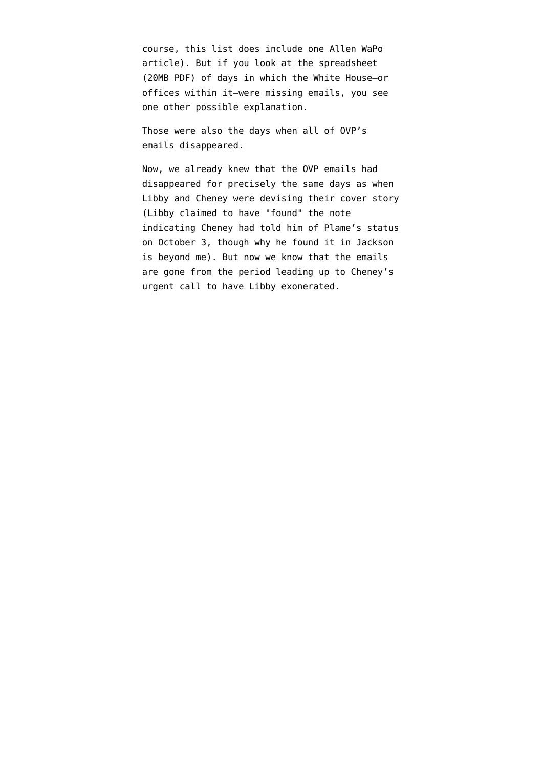course, this list does include one Allen WaPo article). But if you look at the spreadsheet (20MB PDF) of days in which the White House—or offices within it—were missing emails, you see one other possible explanation.

Those were also the days when all of OVP's emails disappeared.

Now, we already knew that the OVP emails had disappeared for precisely the same days as when Libby and Cheney were devising their cover story (Libby claimed to have "found" the note indicating Cheney had told him of Plame's status on October 3, though why he found it in Jackson is beyond me). But now we know that the emails are gone from the period leading up to Cheney's urgent call to have Libby exonerated.